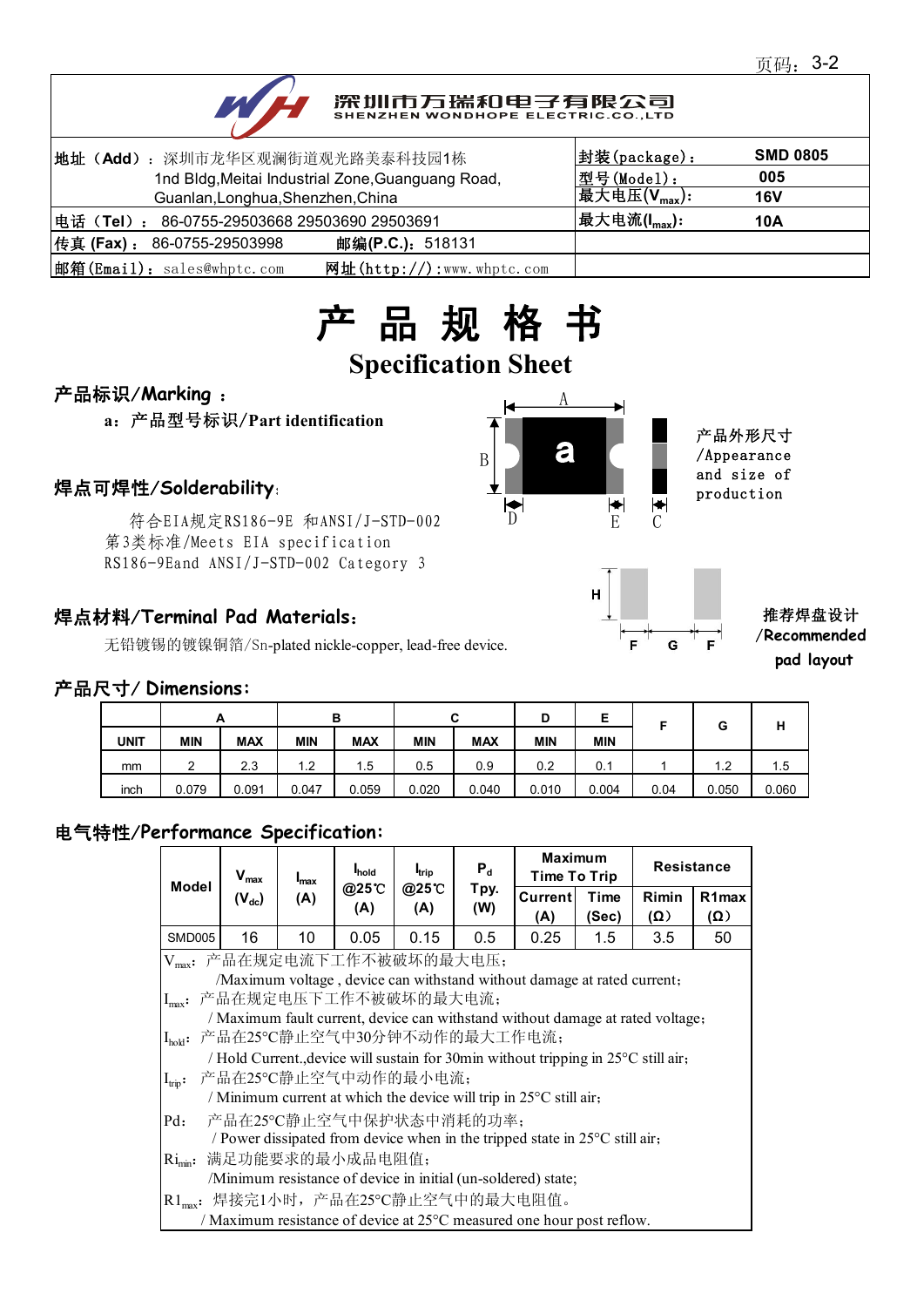深圳市万瑞和电子有限公司
SHENZHEN WONDHOPE ELECTRIC.CO.,LTD

| 地址（Add）：深圳市龙华区观澜街道观光路美泰科技园1栋 1nd Bldg,Meitai Industrial Zone,Guanguang Road, Guanlan,Longhua,Shenzhen,China | 封装(package)： | SMD 0805 |
|---|---|---|
| | 型号(Model)： | 005 |
| | 最大电压($V_{max}$)： | 16V |
| 电话（Tel）：86-0755-29503668 29503690 29503691 | 最大电流($I_{max}$)： | 10A |
| 传真 (Fax)：86-0755-29503998　　邮编(P.C.)：518131 | | |
| 邮箱(Email)：sales@whptc.com　　网址(http://):www.whptc.com | | |

# 产 品 规 格 书

## Specification Sheet

### 产品标识/Marking ：

a：产品型号标识/Part identification

产品外形尺寸/Appearance and size of production

### 焊点可焊性/Solderability：

符合EIA规定RS186-9E 和ANSI/J-STD-002第3类标准/Meets EIA specification RS186-9Eand ANSI/J-STD-002 Category 3

### 焊点材料/Terminal Pad Materials：

无铅镀锡的镀镍铜箔/Sn-plated nickle-copper, lead-free device.

推荐焊盘设计/Recommended pad layout

### 产品尺寸/ Dimensions：

| UNIT | A MIN | A MAX | B MIN | B MAX | C MIN | C MAX | D MIN | E MIN | F | G | H |
|---|---|---|---|---|---|---|---|---|---|---|---|
| mm | 2 | 2.3 | 1.2 | 1.5 | 0.5 | 0.9 | 0.2 | 0.1 | 1 | 1.2 | 1.5 |
| inch | 0.079 | 0.091 | 0.047 | 0.059 | 0.020 | 0.040 | 0.010 | 0.004 | 0.04 | 0.050 | 0.060 |

### 电气特性/Performance Specification：

| Model | $V_{max}$ ($V_{dc}$) | $I_{max}$ (A) | $I_{hold}$ @25℃ (A) | $I_{trip}$ @25℃ (A) | $P_d$ Tpy. (W) | Maximum Time To Trip Current (A) | Maximum Time To Trip Time (Sec) | Resistance Rimin (Ω) | Resistance R1max (Ω) |
|---|---|---|---|---|---|---|---|---|---|
| SMD005 | 16 | 10 | 0.05 | 0.15 | 0.5 | 0.25 | 1.5 | 3.5 | 50 |

$V_{max}$：产品在规定电流下工作不被破坏的最大电压；
/Maximum voltage , device can withstand without damage at rated current；

$I_{max}$：产品在规定电压下工作不被破坏的最大电流；
/ Maximum fault current, device can withstand without damage at rated voltage；

$I_{hold}$：产品在25°C静止空气中30分钟不动作的最大工作电流；
/ Hold Current.,device will sustain for 30min without tripping in 25°C still air；

$I_{trip}$：产品在25°C静止空气中动作的最小电流；
/ Minimum current at which the device will trip in 25°C still air；

Pd：产品在25°C静止空气中保护状态中消耗的功率；
/ Power dissipated from device when in the tripped state in 25°C still air；

$Ri_{min}$：满足功能要求的最小成品电阻值；
/Minimum resistance of device in initial (un-soldered) state;

$R1_{max}$：焊接完1小时，产品在25°C静止空气中的最大电阻值。
/ Maximum resistance of device at 25°C measured one hour post reflow.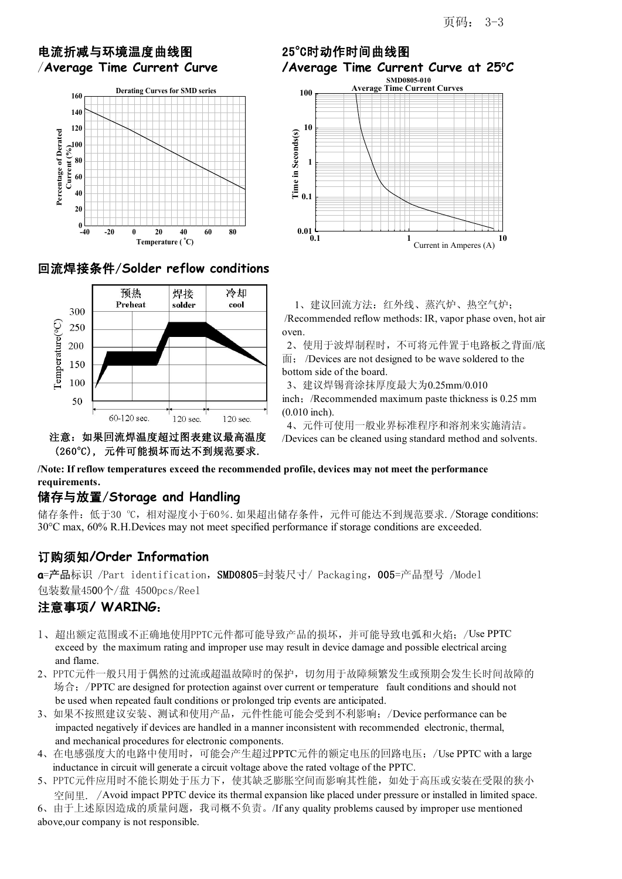## 电流折减与环境温度曲线图 /Average Time Current Curve

Derating Curves for SMD series

Percentage of Derated Current (%)

160
140
120
100
80
60
40
20
0

-40 -20 0 20 40 60 80

Temperature (°C)

## 25°C时动作时间曲线图 /Average Time Current Curve at 25°C

SMD0805-010
Average Time Current Curves

Time in Seconds(s)

100
10
1
0.1
0.01

0.1 1 10

Current in Amperes (A)

## 回流焊接条件/Solder reflow conditions

预热 Preheat
焊接 solder
冷却 cool

Temperature(°C)

300
250
200
150
100
50

60-120 sec.
120 sec.
120 sec.

**注意：如果回流焊温度超过图表建议最高温度（260°C），元件可能损坏而达不到规范要求.**

1、建议回流方法：红外线、蒸汽炉、热空气炉；/Recommended reflow methods: IR, vapor phase oven, hot air oven.

2、使用于波焊制程时，不可将元件置于电路板之背面/底面； /Devices are not designed to be wave soldered to the bottom side of the board.

3、建议焊锡膏涂抹厚度最大为0.25mm/0.010 inch；/Recommended maximum paste thickness is 0.25 mm (0.010 inch).

4、元件可使用一般业界标准程序和溶剂来实施清洁。/Devices can be cleaned using standard method and solvents.

**/Note: If reflow temperatures exceed the recommended profile, devices may not meet the performance requirements.**

## 储存与放置/Storage and Handling

储存条件：低于30 ℃，相对湿度小于60％.如果超出储存条件，元件可能达不到规范要求./Storage conditions: 30°C max, 60% R.H.Devices may not meet specified performance if storage conditions are exceeded.

## 订购须知/Order Information

**a**=产品标识 /Part identification，**SMD0805**=封装尺寸/ Packaging，**005**=产品型号 /Model
包装数量4500个/盘 4500pcs/Reel

## 注意事项/ WARING：

1、超出额定范围或不正确地使用PPTC元件都可能导致产品的损坏，并可能导致电弧和火焰；/Use PPTC exceed by the maximum rating and improper use may result in device damage and possible electrical arcing and flame.

2、PPTC元件一般只用于偶然的过流或超温故障时的保护，切勿用于故障频繁发生或预期会发生长时间故障的场合；/PPTC are designed for protection against over current or temperature fault conditions and should not be used when repeated fault conditions or prolonged trip events are anticipated.

3、如果不按照建议安装、测试和使用产品，元件性能可能会受到不利影响；/Device performance can be impacted negatively if devices are handled in a manner inconsistent with recommended electronic, thermal, and mechanical procedures for electronic components.

4、在电感强度大的电路中使用时，可能会产生超过PPTC元件的额定电压的回路电压；/Use PPTC with a large inductance in circuit will generate a circuit voltage above the rated voltage of the PPTC.

5、PPTC元件应用时不能长期处于压力下，使其缺乏膨胀空间而影响其性能，如处于高压或安装在受限的狭小空间里. /Avoid impact PPTC device its thermal expansion like placed under pressure or installed in limited space.

6、由于上述原因造成的质量问题，我司概不负责。/If any quality problems caused by improper use mentioned above,our company is not responsible.